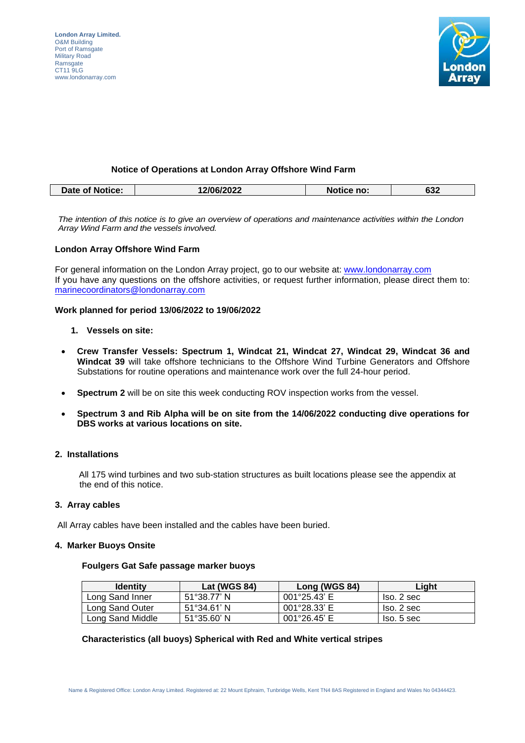**London Array Limited.**
O&M Building
Port of Ramsgate
Military Road
Ramsgate
CT11 9LG
www.londonarray.com

## Notice of Operations at London Array Offshore Wind Farm

| Date of Notice: | 12/06/2022 | Notice no: | 632 |
|---|---|---|---|

*The intention of this notice is to give an overview of operations and maintenance activities within the London Array Wind Farm and the vessels involved.*

### London Array Offshore Wind Farm

For general information on the London Array project, go to our website at: www.londonarray.com
If you have any questions on the offshore activities, or request further information, please direct them to: marinecoordinators@londonarray.com

### Work planned for period 13/06/2022 to 19/06/2022

1. **Vessels on site:**

- **Crew Transfer Vessels: Spectrum 1, Windcat 21, Windcat 27, Windcat 29, Windcat 36 and Windcat 39** will take offshore technicians to the Offshore Wind Turbine Generators and Offshore Substations for routine operations and maintenance work over the full 24-hour period.
- **Spectrum 2** will be on site this week conducting ROV inspection works from the vessel.
- **Spectrum 3 and Rib Alpha will be on site from the 14/06/2022 conducting dive operations for DBS works at various locations on site.**

### 2. Installations

All 175 wind turbines and two sub-station structures as built locations please see the appendix at the end of this notice.

### 3. Array cables

All Array cables have been installed and the cables have been buried.

### 4. Marker Buoys Onsite

**Foulgers Gat Safe passage marker buoys**

| Identity | Lat (WGS 84) | Long (WGS 84) | Light |
|---|---|---|---|
| Long Sand Inner | 51°38.77' N | 001°25.43' E | Iso. 2 sec |
| Long Sand Outer | 51°34.61' N | 001°28.33' E | Iso. 2 sec |
| Long Sand Middle | 51°35.60' N | 001°26.45' E | Iso. 5 sec |

**Characteristics (all buoys) Spherical with Red and White vertical stripes**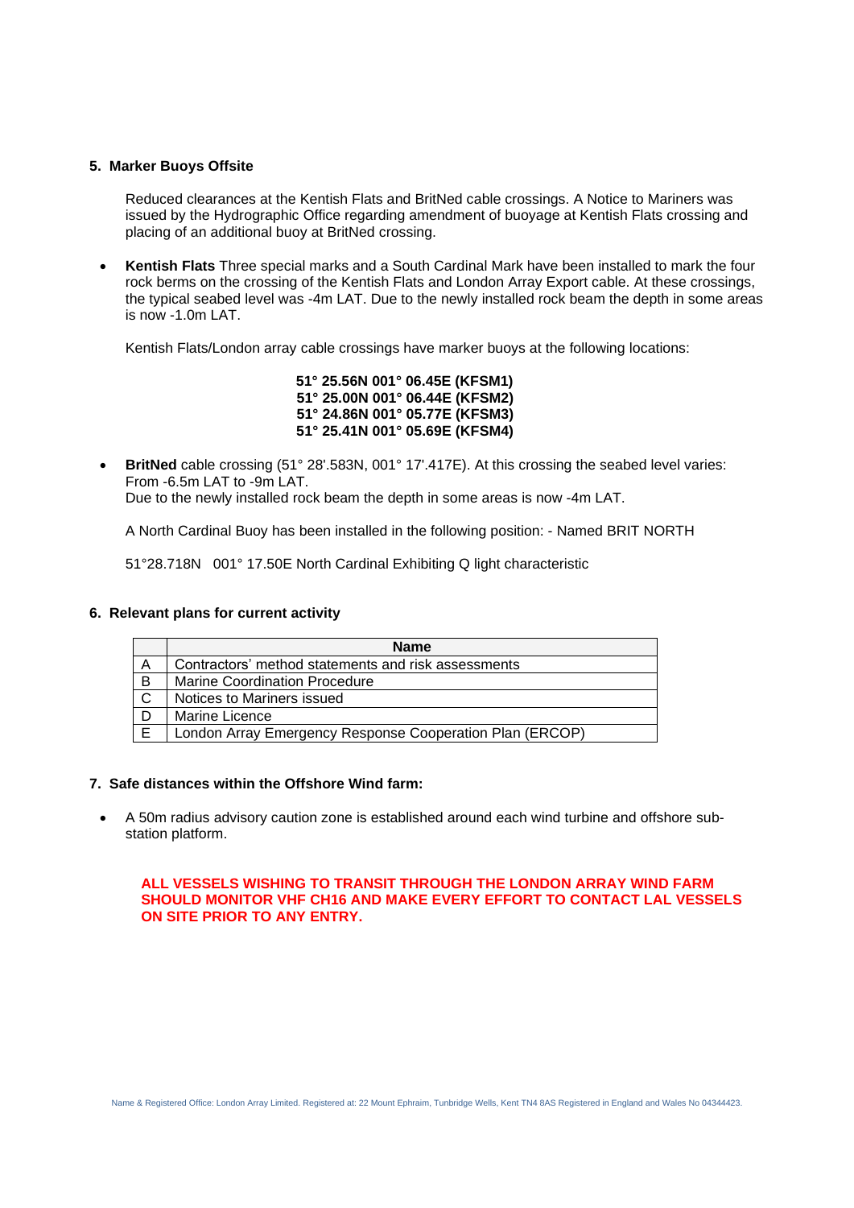## 5. Marker Buoys Offsite

Reduced clearances at the Kentish Flats and BritNed cable crossings. A Notice to Mariners was issued by the Hydrographic Office regarding amendment of buoyage at Kentish Flats crossing and placing of an additional buoy at BritNed crossing.

- **Kentish Flats** Three special marks and a South Cardinal Mark have been installed to mark the four rock berms on the crossing of the Kentish Flats and London Array Export cable. At these crossings, the typical seabed level was -4m LAT. Due to the newly installed rock beam the depth in some areas is now -1.0m LAT.

  Kentish Flats/London array cable crossings have marker buoys at the following locations:

  **51° 25.56N 001° 06.45E (KFSM1)**
  **51° 25.00N 001° 06.44E (KFSM2)**
  **51° 24.86N 001° 05.77E (KFSM3)**
  **51° 25.41N 001° 05.69E (KFSM4)**

- **BritNed** cable crossing (51° 28'.583N, 001° 17'.417E). At this crossing the seabed level varies: From -6.5m LAT to -9m LAT.
  Due to the newly installed rock beam the depth in some areas is now -4m LAT.

  A North Cardinal Buoy has been installed in the following position: - Named BRIT NORTH

  51°28.718N 001° 17.50E North Cardinal Exhibiting Q light characteristic

## 6. Relevant plans for current activity

| | Name |
|---|---|
| A | Contractors' method statements and risk assessments |
| B | Marine Coordination Procedure |
| C | Notices to Mariners issued |
| D | Marine Licence |
| E | London Array Emergency Response Cooperation Plan (ERCOP) |

## 7. Safe distances within the Offshore Wind farm:

- A 50m radius advisory caution zone is established around each wind turbine and offshore sub-station platform.

**ALL VESSELS WISHING TO TRANSIT THROUGH THE LONDON ARRAY WIND FARM SHOULD MONITOR VHF CH16 AND MAKE EVERY EFFORT TO CONTACT LAL VESSELS ON SITE PRIOR TO ANY ENTRY.**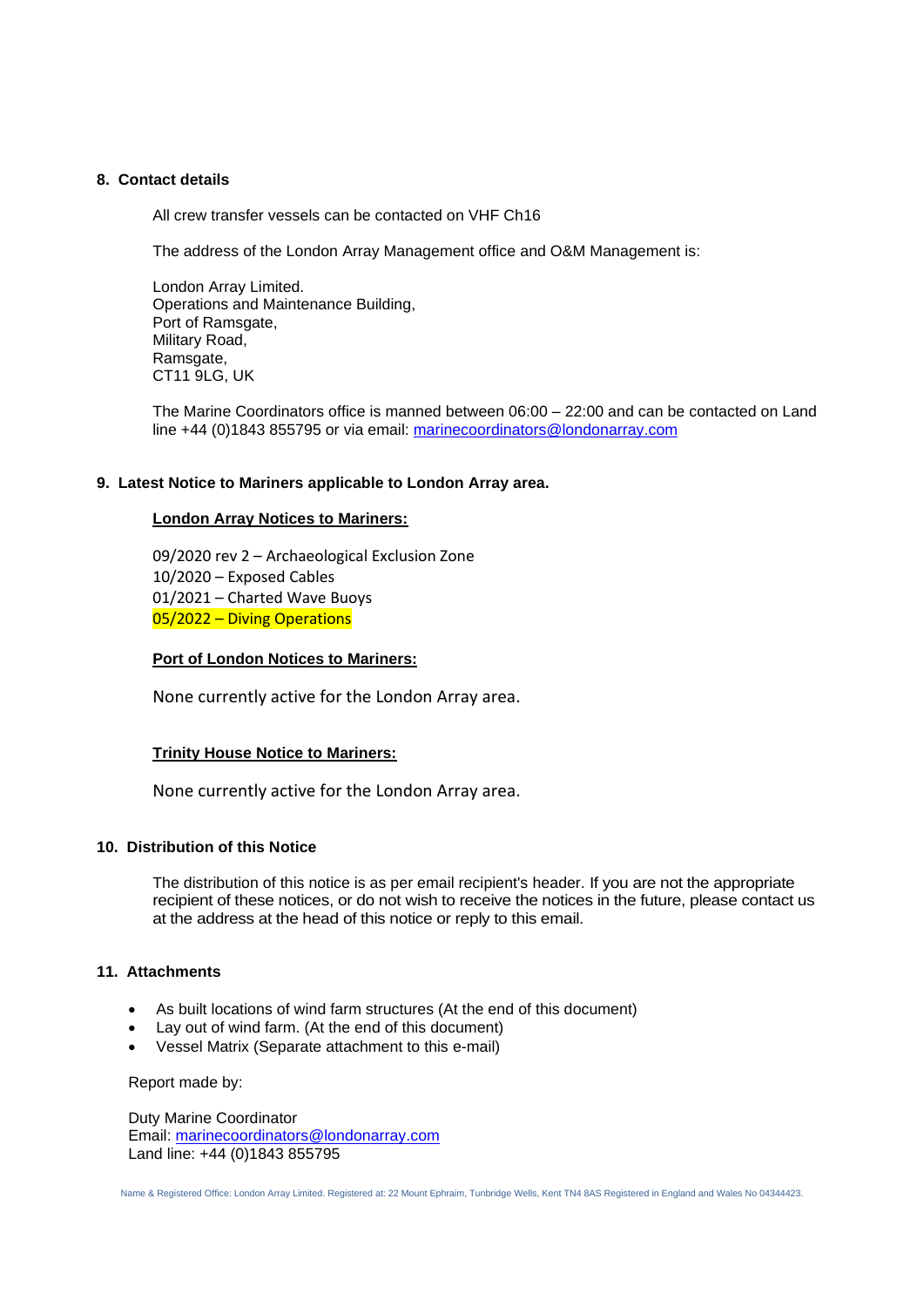## 8. Contact details

All crew transfer vessels can be contacted on VHF Ch16

The address of the London Array Management office and O&M Management is:

London Array Limited.  
Operations and Maintenance Building,  
Port of Ramsgate,  
Military Road,  
Ramsgate,  
CT11 9LG, UK

The Marine Coordinators office is manned between 06:00 – 22:00 and can be contacted on Land line +44 (0)1843 855795 or via email: marinecoordinators@londonarray.com

## 9. Latest Notice to Mariners applicable to London Array area.

**London Array Notices to Mariners:**

09/2020 rev 2 – Archaeological Exclusion Zone  
10/2020 – Exposed Cables  
01/2021 – Charted Wave Buoys  
05/2022 – Diving Operations

**Port of London Notices to Mariners:**

None currently active for the London Array area.

**Trinity House Notice to Mariners:**

None currently active for the London Array area.

## 10. Distribution of this Notice

The distribution of this notice is as per email recipient's header. If you are not the appropriate recipient of these notices, or do not wish to receive the notices in the future, please contact us at the address at the head of this notice or reply to this email.

## 11. Attachments

- As built locations of wind farm structures (At the end of this document)
- Lay out of wind farm. (At the end of this document)
- Vessel Matrix (Separate attachment to this e-mail)

Report made by:

Duty Marine Coordinator  
Email: marinecoordinators@londonarray.com  
Land line: +44 (0)1843 855795

Name & Registered Office: London Array Limited. Registered at: 22 Mount Ephraim, Tunbridge Wells, Kent TN4 8AS Registered in England and Wales No 04344423.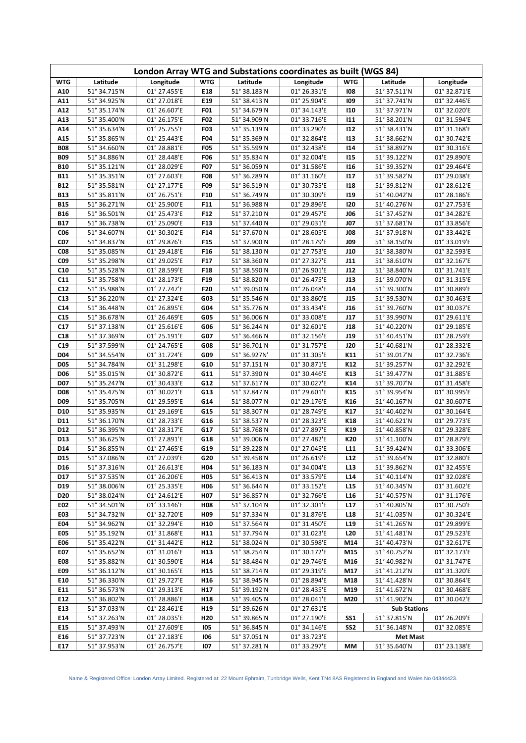| London Array WTG and Substations coordinates as built (WGS 84) | | | | | | | | |
|---|---|---|---|---|---|---|---|---|
| **WTG** | **Latitude** | **Longitude** | **WTG** | **Latitude** | **Longitude** | **WTG** | **Latitude** | **Longitude** |
| **A10** | 51° 34.715'N | 01° 27.455'E | **E18** | 51° 38.183'N | 01° 26.331'E | **I08** | 51° 37.511'N | 01° 32.871'E |
| **A11** | 51° 34.925'N | 01° 27.018'E | **E19** | 51° 38.413'N | 01° 25.904'E | **I09** | 51° 37.741'N | 01° 32.446'E |
| **A12** | 51° 35.174'N | 01° 26.607'E | **F01** | 51° 34.679'N | 01° 34.143'E | **I10** | 51° 37.971'N | 01° 32.020'E |
| **A13** | 51° 35.400'N | 01° 26.175'E | **F02** | 51° 34.909'N | 01° 33.716'E | **I11** | 51° 38.201'N | 01° 31.594'E |
| **A14** | 51° 35.634'N | 01° 25.755'E | **F03** | 51° 35.139'N | 01° 33.290'E | **I12** | 51° 38.431'N | 01° 31.168'E |
| **A15** | 51° 35.865'N | 01° 25.443'E | **F04** | 51° 35.369'N | 01° 32.864'E | **I13** | 51° 38.662'N | 01° 30.742'E |
| **B08** | 51° 34.660'N | 01° 28.881'E | **F05** | 51° 35.599'N | 01° 32.438'E | **I14** | 51° 38.892'N | 01° 30.316'E |
| **B09** | 51° 34.886'N | 01° 28.448'E | **F06** | 51° 35.834'N | 01° 32.004'E | **I15** | 51° 39.122'N | 01° 29.890'E |
| **B10** | 51° 35.121'N | 01° 28.029'E | **F07** | 51° 36.059'N | 01° 31.586'E | **I16** | 51° 39.352'N | 01° 29.464'E |
| **B11** | 51° 35.351'N | 01° 27.603'E | **F08** | 51° 36.289'N | 01° 31.160'E | **I17** | 51° 39.582'N | 01° 29.038'E |
| **B12** | 51° 35.581'N | 01° 27.177'E | **F09** | 51° 36.519'N | 01° 30.735'E | **I18** | 51° 39.812'N | 01° 28.612'E |
| **B13** | 51° 35.811'N | 01° 26.751'E | **F10** | 51° 36.749'N | 01° 30.309'E | **I19** | 51° 40.042'N | 01° 28.186'E |
| **B15** | 51° 36.271'N | 01° 25.900'E | **F11** | 51° 36.988'N | 01° 29.896'E | **I20** | 51° 40.276'N | 01° 27.753'E |
| **B16** | 51° 36.501'N | 01° 25.473'E | **F12** | 51° 37.210'N | 01° 29.457'E | **J06** | 51° 37.452'N | 01° 34.282'E |
| **B17** | 51° 36.738'N | 01° 25.090'E | **F13** | 51° 37.440'N | 01° 29.031'E | **J07** | 51° 37.681'N | 01° 33.856'E |
| **C06** | 51° 34.607'N | 01° 30.302'E | **F14** | 51° 37.670'N | 01° 28.605'E | **J08** | 51° 37.918'N | 01° 33.442'E |
| **C07** | 51° 34.837'N | 01° 29.876'E | **F15** | 51° 37.900'N | 01° 28.179'E | **J09** | 51° 38.150'N | 01° 33.019'E |
| **C08** | 51° 35.085'N | 01° 29.418'E | **F16** | 51° 38.130'N | 01° 27.753'E | **J10** | 51° 38.380'N | 01° 32.593'E |
| **C09** | 51° 35.298'N | 01° 29.025'E | **F17** | 51° 38.360'N | 01° 27.327'E | **J11** | 51° 38.610'N | 01° 32.167'E |
| **C10** | 51° 35.528'N | 01° 28.599'E | **F18** | 51° 38.590'N | 01° 26.901'E | **J12** | 51° 38.840'N | 01° 31.741'E |
| **C11** | 51° 35.758'N | 01° 28.173'E | **F19** | 51° 38.820'N | 01° 26.475'E | **J13** | 51° 39.070'N | 01° 31.315'E |
| **C12** | 51° 35.988'N | 01° 27.747'E | **F20** | 51° 39.050'N | 01° 26.048'E | **J14** | 51° 39.300'N | 01° 30.889'E |
| **C13** | 51° 36.220'N | 01° 27.324'E | **G03** | 51° 35.546'N | 01° 33.860'E | **J15** | 51° 39.530'N | 01° 30.463'E |
| **C14** | 51° 36.448'N | 01° 26.895'E | **G04** | 51° 35.776'N | 01° 33.434'E | **J16** | 51° 39.760'N | 01° 30.037'E |
| **C15** | 51° 36.678'N | 01° 26.469'E | **G05** | 51° 36.006'N | 01° 33.008'E | **J17** | 51° 39.990'N | 01° 29.611'E |
| **C17** | 51° 37.138'N | 01° 25.616'E | **G06** | 51° 36.244'N | 01° 32.601'E | **J18** | 51° 40.220'N | 01° 29.185'E |
| **C18** | 51° 37.369'N | 01° 25.191'E | **G07** | 51° 36.466'N | 01° 32.156'E | **J19** | 51° 40.451'N | 01° 28.759'E |
| **C19** | 51° 37.599'N | 01° 24.765'E | **G08** | 51° 36.701'N | 01° 31.757'E | **J20** | 51° 40.681'N | 01° 28.332'E |
| **D04** | 51° 34.554'N | 01° 31.724'E | **G09** | 51° 36.927N' | 01° 31.305'E | **K11** | 51° 39.017'N | 01° 32.736'E |
| **D05** | 51° 34.784'N | 01° 31.298'E | **G10** | 51° 37.151'N | 01° 30.871'E | **K12** | 51° 39.257'N | 01° 32.292'E |
| **D06** | 51° 35.015'N | 01° 30.872'E | **G11** | 51° 37.390'N | 01° 30.446'E | **K13** | 51° 39.477'N | 01° 31.885'E |
| **D07** | 51° 35.247'N | 01° 30.433'E | **G12** | 51° 37.617'N | 01° 30.027'E | **K14** | 51° 39.707'N | 01° 31.458'E |
| **D08** | 51° 35.475'N | 01° 30.021'E | **G13** | 51° 37.847'N | 01° 29.601'E | **K15** | 51° 39.954'N | 01° 30.995'E |
| **D09** | 51° 35.705'N | 01° 29.595'E | **G14** | 51° 38.077'N | 01° 29.176'E | **K16** | 51° 40.167'N | 01° 30.607'E |
| **D10** | 51° 35.935'N | 01° 29.169'E | **G15** | 51° 38.307'N | 01° 28.749'E | **K17** | 51° 40.402'N | 01° 30.164'E |
| **D11** | 51° 36.170'N | 01° 28.733'E | **G16** | 51° 38.537'N | 01° 28.323'E | **K18** | 51° 40.621'N | 01° 29.773'E |
| **D12** | 51° 36.395'N | 01° 28.317'E | **G17** | 51° 38.768'N | 01° 27.897'E | **K19** | 51° 40.858'N | 01° 29.328'E |
| **D13** | 51° 36.625'N | 01° 27.891'E | **G18** | 51° 39.006'N | 01° 27.482'E | **K20** | 51° 41.100'N | 01° 28.879'E |
| **D14** | 51° 36.855'N | 01° 27.465'E | **G19** | 51° 39.228'N | 01° 27.045'E | **L11** | 51° 39.424'N | 01° 33.306'E |
| **D15** | 51° 37.086'N | 01° 27.039'E | **G20** | 51° 39.458'N | 01° 26.619'E | **L12** | 51° 39.654'N | 01° 32.880'E |
| **D16** | 51° 37.316'N | 01° 26.613'E | **H04** | 51° 36.183'N | 01° 34.004'E | **L13** | 51° 39.862'N | 01° 32.455'E |
| **D17** | 51° 37.535'N | 01° 26.206'E | **H05** | 51° 36.413'N | 01° 33.579'E | **L14** | 51° 40.114'N | 01° 32.028'E |
| **D19** | 51° 38.006'N | 01° 25.335'E | **H06** | 51° 36.644'N | 01° 33.152'E | **L15** | 51° 40.345'N | 01° 31.602'E |
| **D20** | 51° 38.024'N | 01° 24.612'E | **H07** | 51° 36.857'N | 01° 32.766'E | **L16** | 51° 40.575'N | 01° 31.176'E |
| **E02** | 51° 34.501'N | 01° 33.146'E | **H08** | 51° 37.104'N | 01° 32.301'E | **L17** | 51° 40.805'N | 01° 30.750'E |
| **E03** | 51° 34.732'N | 01° 32.720'E | **H09** | 51° 37.334'N | 01° 31.876'E | **L18** | 51° 41.035'N | 01° 30.324'E |
| **E04** | 51° 34.962'N | 01° 32.294'E | **H10** | 51° 37.564'N | 01° 31.450'E | **L19** | 51° 41.265'N | 01° 29.899'E |
| **E05** | 51° 35.192'N | 01° 31.868'E | **H11** | 51° 37.794'N | 01° 31.023'E | **L20** | 51° 41.481'N | 01° 29.523'E |
| **E06** | 51° 35.422'N | 01° 31.442'E | **H12** | 51° 38.024'N | 01° 30.598'E | **M14** | 51° 40.473'N | 01° 32.617'E |
| **E07** | 51° 35.652'N | 01° 31.016'E | **H13** | 51° 38.254'N | 01° 30.172'E | **M15** | 51° 40.752'N | 01° 32.173'E |
| **E08** | 51° 35.882'N | 01° 30.590'E | **H14** | 51° 38.484'N | 01° 29.746'E | **M16** | 51° 40.982'N | 01° 31.747'E |
| **E09** | 51° 36.112'N | 01° 30.165'E | **H15** | 51° 38.714'N | 01° 29.319'E | **M17** | 51° 41.212'N | 01° 31.320'E |
| **E10** | 51° 36.330'N | 01° 29.727'E | **H16** | 51° 38.945'N | 01° 28.894'E | **M18** | 51° 41.428'N | 01° 30.864'E |
| **E11** | 51° 36.573'N | 01° 29.313'E | **H17** | 51° 39.192'N | 01° 28.435'E | **M19** | 51° 41.672'N | 01° 30.468'E |
| **E12** | 51° 36.802'N | 01° 28.886'E | **H18** | 51° 39.405'N | 01° 28.041'E | **M20** | 51° 41.902'N | 01° 30.042'E |
| **E13** | 51° 37.033'N | 01° 28.461'E | **H19** | 51° 39.626'N | 01° 27.631'E | **Sub Stations** | | |
| **E14** | 51° 37.263'N | 01° 28.035'E | **H20** | 51° 39.865'N | 01° 27.190'E | **SS1** | 51° 37.815'N | 01° 26.209'E |
| **E15** | 51° 37.493'N | 01° 27.609'E | **I05** | 51° 36.845'N | 01° 34.146'E | **SS2** | 51° 36.148'N | 01° 32.085'E |
| **E16** | 51° 37.723'N | 01° 27.183'E | **I06** | 51° 37.051'N | 01° 33.723'E | **Met Mast** | | |
| **E17** | 51° 37.953'N | 01° 26.757'E | **I07** | 51° 37.281'N | 01° 33.297'E | **MM** | 51° 35.640'N | 01° 23.138'E |

Name & Registered Office: London Array Limited. Registered at: 22 Mount Ephraim, Tunbridge Wells, Kent TN4 8AS Registered in England and Wales No 04344423.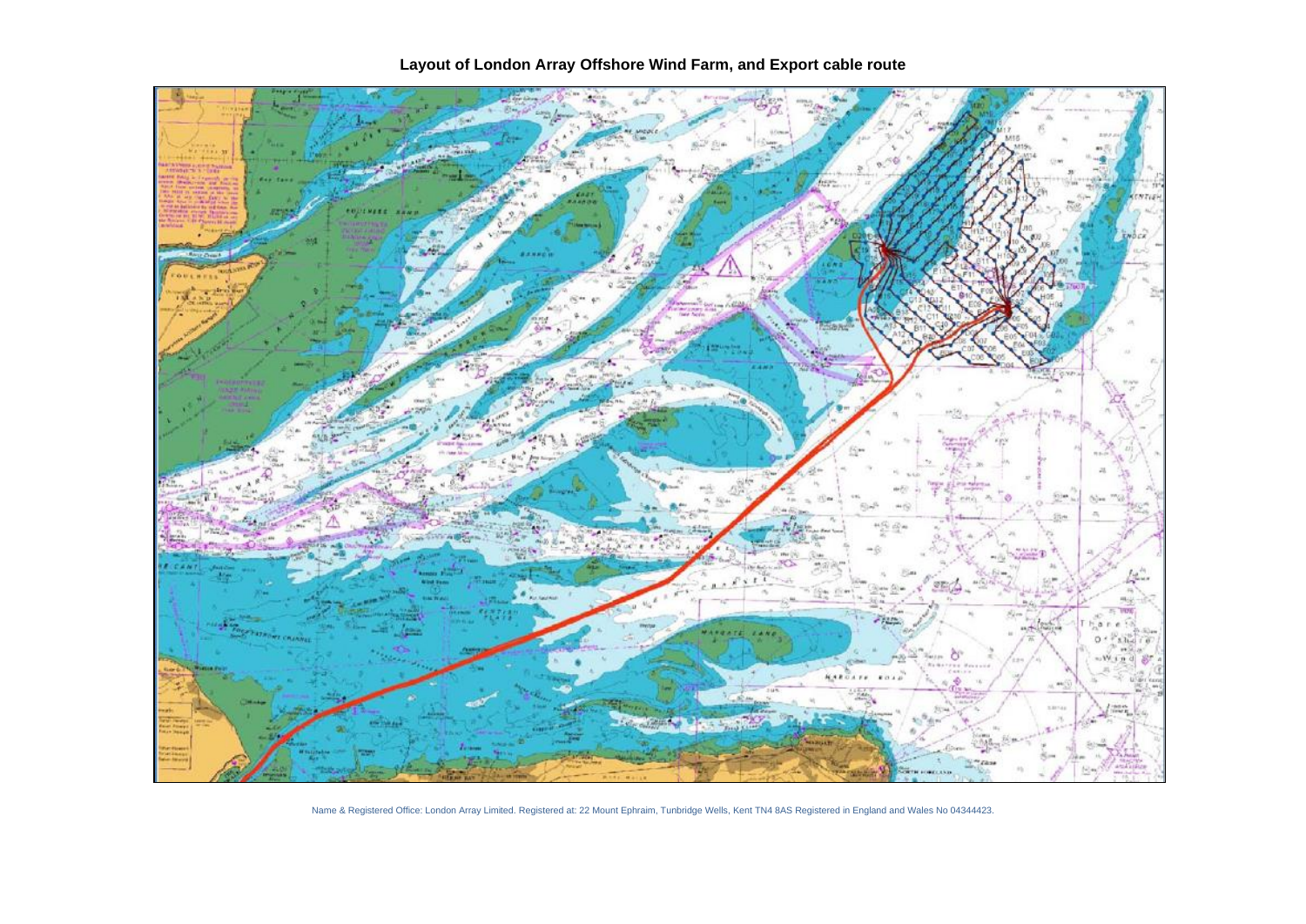**Layout of London Array Offshore Wind Farm, and Export cable route**

Name & Registered Office: London Array Limited. Registered at: 22 Mount Ephraim, Tunbridge Wells, Kent TN4 8AS Registered in England and Wales No 04344423.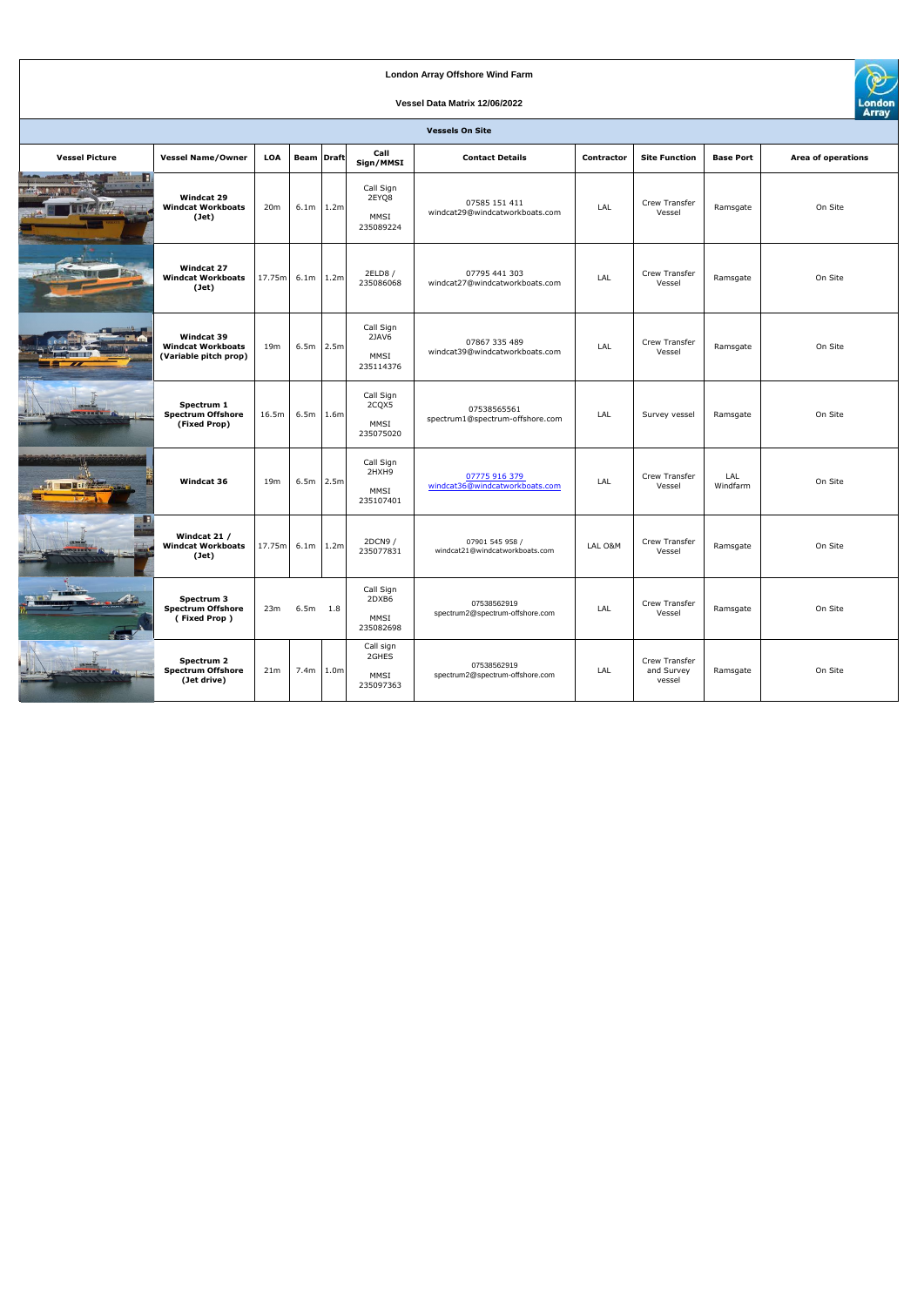**London Array Offshore Wind Farm**

**Vessel Data Matrix 12/06/2022**

**Vessels On Site**

| Vessel Picture | Vessel Name/Owner | LOA | Beam | Draft | Call Sign/MMSI | Contact Details | Contractor | Site Function | Base Port | Area of operations |
|---|---|---|---|---|---|---|---|---|---|---|
| | **Windcat 29 Windcat Workboats (Jet)** | 20m | 6.1m | 1.2m | Call Sign 2EYQ8 MMSI 235089224 | 07585 151 411 windcat29@windcatworkboats.com | LAL | Crew Transfer Vessel | Ramsgate | On Site |
| | **Windcat 27 Windcat Workboats (Jet)** | 17.75m | 6.1m | 1.2m | 2ELD8 / 235086068 | 07795 441 303 windcat27@windcatworkboats.com | LAL | Crew Transfer Vessel | Ramsgate | On Site |
| | **Windcat 39 Windcat Workboats (Variable pitch prop)** | 19m | 6.5m | 2.5m | Call Sign 2JAV6 MMSI 235114376 | 07867 335 489 windcat39@windcatworkboats.com | LAL | Crew Transfer Vessel | Ramsgate | On Site |
| | **Spectrum 1 Spectrum Offshore (Fixed Prop)** | 16.5m | 6.5m | 1.6m | Call Sign 2CQX5 MMSI 235075020 | 07538565561 spectrum1@spectrum-offshore.com | LAL | Survey vessel | Ramsgate | On Site |
| | **Windcat 36** | 19m | 6.5m | 2.5m | Call Sign 2HXH9 MMSI 235107401 | 07775 916 379 windcat36@windcatworkboats.com | LAL | Crew Transfer Vessel | LAL Windfarm | On Site |
| | **Windcat 21 / Windcat Workboats (Jet)** | 17.75m | 6.1m | 1.2m | 2DCN9 / 235077831 | 07901 545 958 / windcat21@windcatworkboats.com | LAL O&M | Crew Transfer Vessel | Ramsgate | On Site |
| | **Spectrum 3 Spectrum Offshore ( Fixed Prop )** | 23m | 6.5m | 1.8 | Call Sign 2DXB6 MMSI 235082698 | 07538562919 spectrum2@spectrum-offshore.com | LAL | Crew Transfer Vessel | Ramsgate | On Site |
| | **Spectrum 2 Spectrum Offshore (Jet drive)** | 21m | 7.4m | 1.0m | Call sign 2GHES MMSI 235097363 | 07538562919 spectrum2@spectrum-offshore.com | LAL | Crew Transfer and Survey vessel | Ramsgate | On Site |